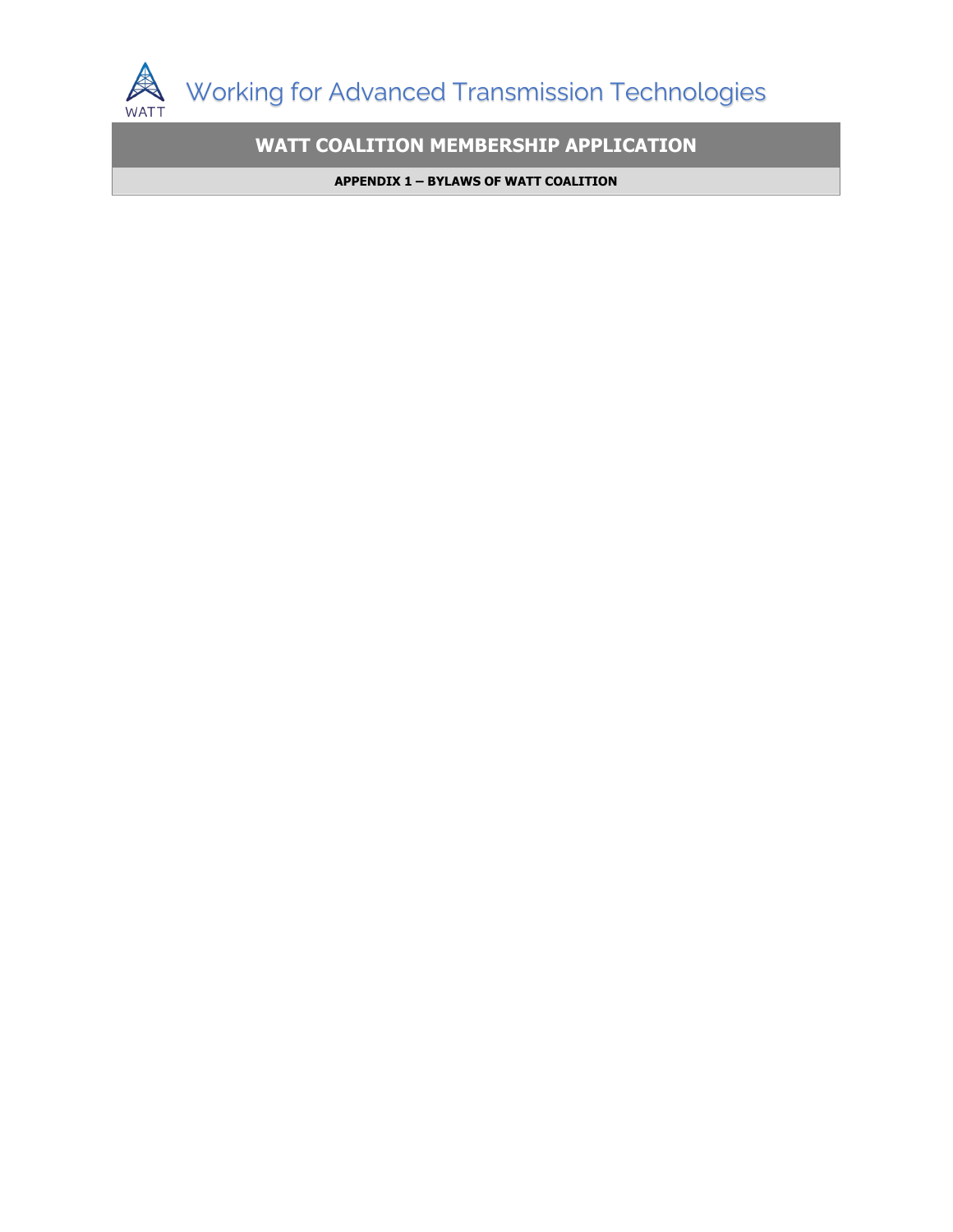Working for Advanced Transmission Technologies

# WATT COALITION MEMBERSHIP APPLICATION

## APPENDIX 1 – BYLAWS OF WATT COALITION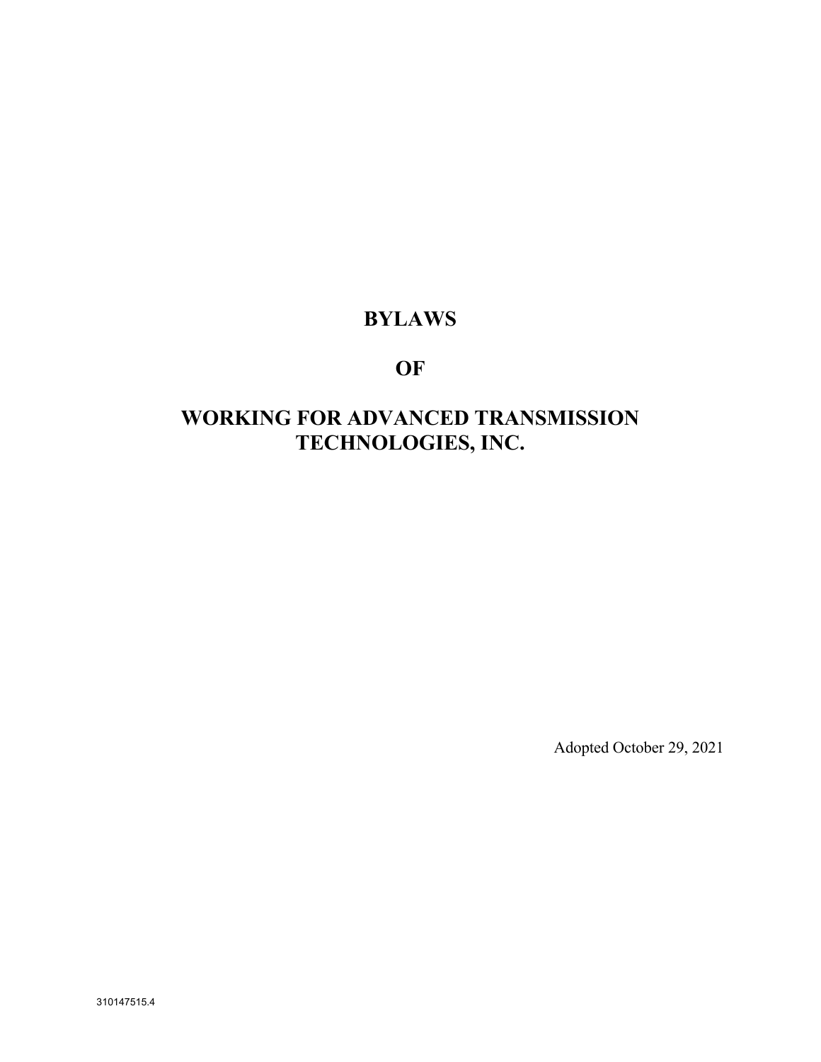# BYLAWS

# OF

# WORKING FOR ADVANCED TRANSMISSION TECHNOLOGIES, INC.

Adopted October 29, 2021

310147515.4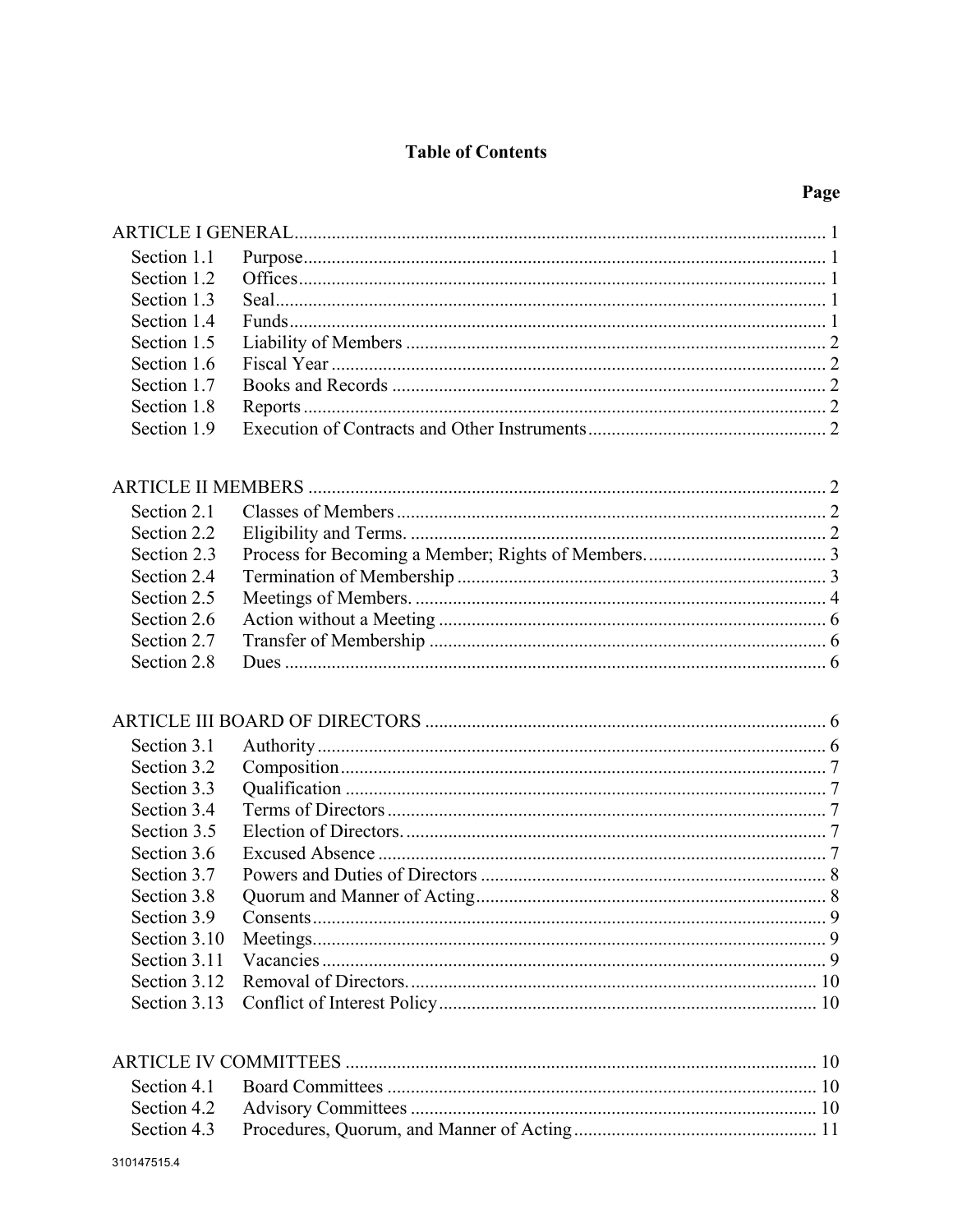# Table of Contents

| | | Page |
|---|---|---|
| ARTICLE I GENERAL | | 1 |
| Section 1.1 | Purpose | 1 |
| Section 1.2 | Offices | 1 |
| Section 1.3 | Seal | 1 |
| Section 1.4 | Funds | 1 |
| Section 1.5 | Liability of Members | 2 |
| Section 1.6 | Fiscal Year | 2 |
| Section 1.7 | Books and Records | 2 |
| Section 1.8 | Reports | 2 |
| Section 1.9 | Execution of Contracts and Other Instruments | 2 |
| ARTICLE II MEMBERS | | 2 |
| Section 2.1 | Classes of Members | 2 |
| Section 2.2 | Eligibility and Terms. | 2 |
| Section 2.3 | Process for Becoming a Member; Rights of Members. | 3 |
| Section 2.4 | Termination of Membership | 3 |
| Section 2.5 | Meetings of Members. | 4 |
| Section 2.6 | Action without a Meeting | 6 |
| Section 2.7 | Transfer of Membership | 6 |
| Section 2.8 | Dues | 6 |
| ARTICLE III BOARD OF DIRECTORS | | 6 |
| Section 3.1 | Authority | 6 |
| Section 3.2 | Composition | 7 |
| Section 3.3 | Qualification | 7 |
| Section 3.4 | Terms of Directors | 7 |
| Section 3.5 | Election of Directors. | 7 |
| Section 3.6 | Excused Absence | 7 |
| Section 3.7 | Powers and Duties of Directors | 8 |
| Section 3.8 | Quorum and Manner of Acting | 8 |
| Section 3.9 | Consents | 9 |
| Section 3.10 | Meetings. | 9 |
| Section 3.11 | Vacancies | 9 |
| Section 3.12 | Removal of Directors. | 10 |
| Section 3.13 | Conflict of Interest Policy | 10 |
| ARTICLE IV COMMITTEES | | 10 |
| Section 4.1 | Board Committees | 10 |
| Section 4.2 | Advisory Committees | 10 |
| Section 4.3 | Procedures, Quorum, and Manner of Acting | 11 |

310147515.4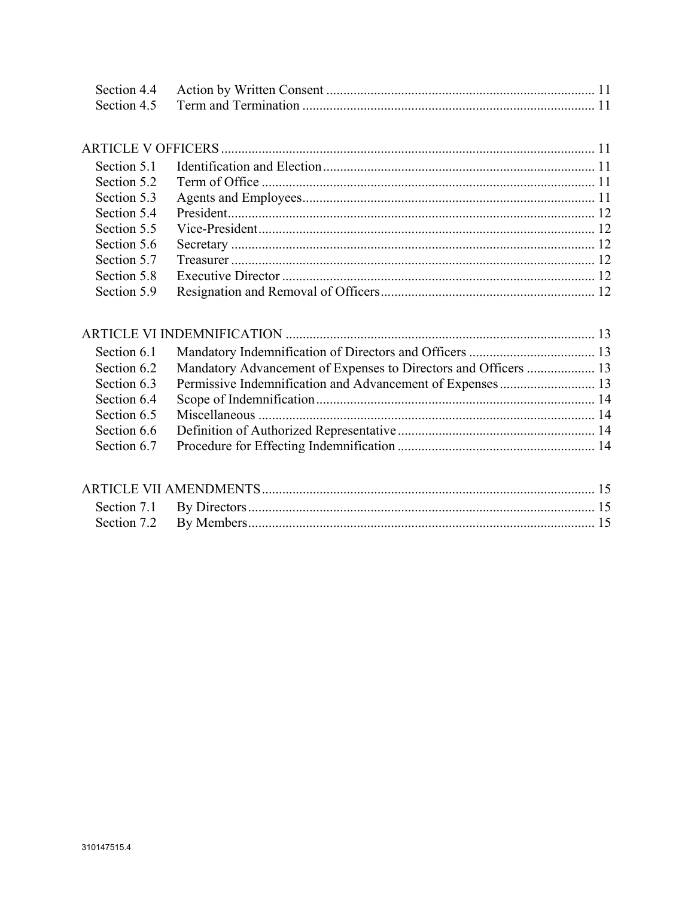Section 4.4 Action by Written Consent ..... 11
Section 4.5 Term and Termination ..... 11

ARTICLE V OFFICERS ..... 11
Section 5.1 Identification and Election ..... 11
Section 5.2 Term of Office ..... 11
Section 5.3 Agents and Employees ..... 11
Section 5.4 President ..... 12
Section 5.5 Vice-President ..... 12
Section 5.6 Secretary ..... 12
Section 5.7 Treasurer ..... 12
Section 5.8 Executive Director ..... 12
Section 5.9 Resignation and Removal of Officers ..... 12

ARTICLE VI INDEMNIFICATION ..... 13
Section 6.1 Mandatory Indemnification of Directors and Officers ..... 13
Section 6.2 Mandatory Advancement of Expenses to Directors and Officers ..... 13
Section 6.3 Permissive Indemnification and Advancement of Expenses ..... 13
Section 6.4 Scope of Indemnification ..... 14
Section 6.5 Miscellaneous ..... 14
Section 6.6 Definition of Authorized Representative ..... 14
Section 6.7 Procedure for Effecting Indemnification ..... 14

ARTICLE VII AMENDMENTS ..... 15
Section 7.1 By Directors ..... 15
Section 7.2 By Members ..... 15

310147515.4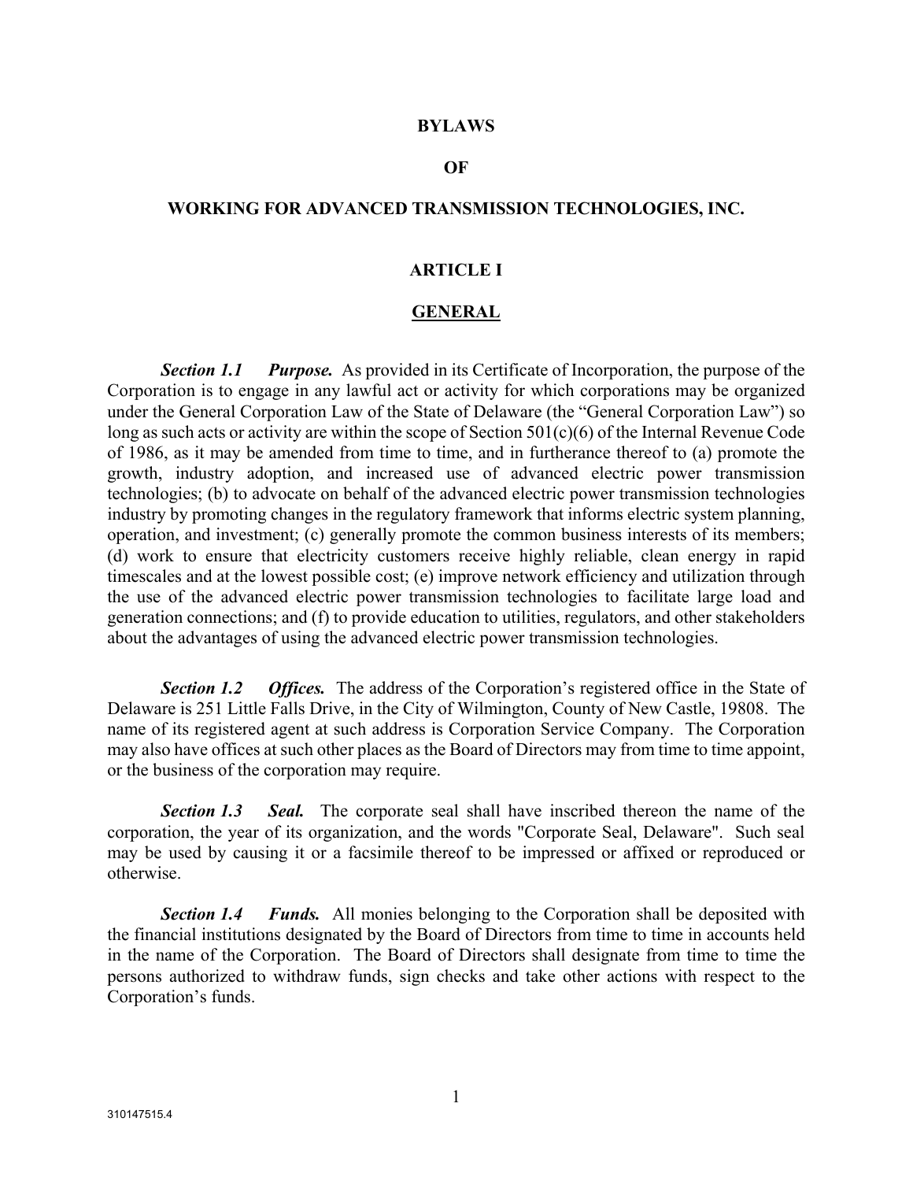# BYLAWS

# OF

# WORKING FOR ADVANCED TRANSMISSION TECHNOLOGIES, INC.

## ARTICLE I

## GENERAL

***Section 1.1 Purpose.*** As provided in its Certificate of Incorporation, the purpose of the Corporation is to engage in any lawful act or activity for which corporations may be organized under the General Corporation Law of the State of Delaware (the "General Corporation Law") so long as such acts or activity are within the scope of Section 501(c)(6) of the Internal Revenue Code of 1986, as it may be amended from time to time, and in furtherance thereof to (a) promote the growth, industry adoption, and increased use of advanced electric power transmission technologies; (b) to advocate on behalf of the advanced electric power transmission technologies industry by promoting changes in the regulatory framework that informs electric system planning, operation, and investment; (c) generally promote the common business interests of its members; (d) work to ensure that electricity customers receive highly reliable, clean energy in rapid timescales and at the lowest possible cost; (e) improve network efficiency and utilization through the use of the advanced electric power transmission technologies to facilitate large load and generation connections; and (f) to provide education to utilities, regulators, and other stakeholders about the advantages of using the advanced electric power transmission technologies.

***Section 1.2 Offices.*** The address of the Corporation's registered office in the State of Delaware is 251 Little Falls Drive, in the City of Wilmington, County of New Castle, 19808. The name of its registered agent at such address is Corporation Service Company. The Corporation may also have offices at such other places as the Board of Directors may from time to time appoint, or the business of the corporation may require.

***Section 1.3 Seal.*** The corporate seal shall have inscribed thereon the name of the corporation, the year of its organization, and the words "Corporate Seal, Delaware". Such seal may be used by causing it or a facsimile thereof to be impressed or affixed or reproduced or otherwise.

***Section 1.4 Funds.*** All monies belonging to the Corporation shall be deposited with the financial institutions designated by the Board of Directors from time to time in accounts held in the name of the Corporation. The Board of Directors shall designate from time to time the persons authorized to withdraw funds, sign checks and take other actions with respect to the Corporation's funds.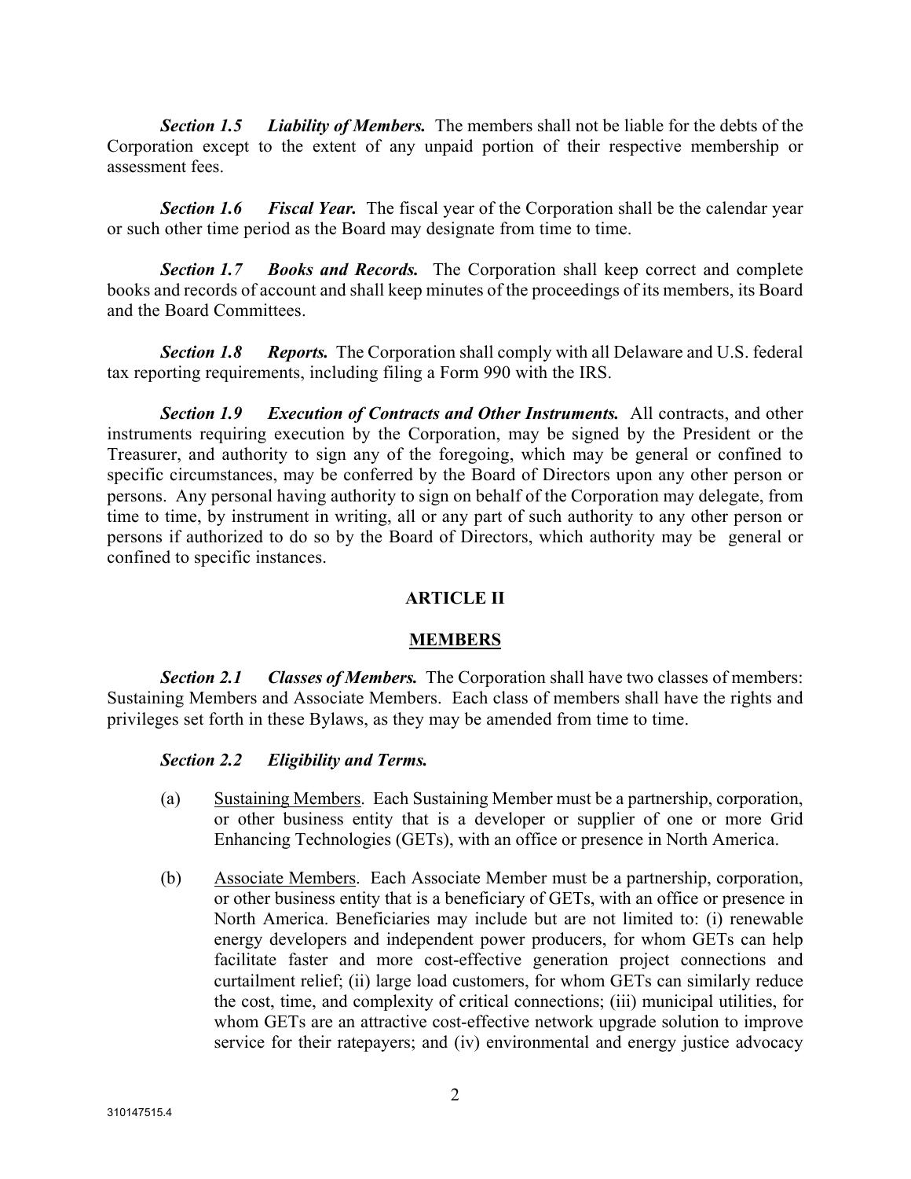***Section 1.5 Liability of Members.*** The members shall not be liable for the debts of the Corporation except to the extent of any unpaid portion of their respective membership or assessment fees.

***Section 1.6 Fiscal Year.*** The fiscal year of the Corporation shall be the calendar year or such other time period as the Board may designate from time to time.

***Section 1.7 Books and Records.*** The Corporation shall keep correct and complete books and records of account and shall keep minutes of the proceedings of its members, its Board and the Board Committees.

***Section 1.8 Reports.*** The Corporation shall comply with all Delaware and U.S. federal tax reporting requirements, including filing a Form 990 with the IRS.

***Section 1.9 Execution of Contracts and Other Instruments.*** All contracts, and other instruments requiring execution by the Corporation, may be signed by the President or the Treasurer, and authority to sign any of the foregoing, which may be general or confined to specific circumstances, may be conferred by the Board of Directors upon any other person or persons. Any personal having authority to sign on behalf of the Corporation may delegate, from time to time, by instrument in writing, all or any part of such authority to any other person or persons if authorized to do so by the Board of Directors, which authority may be general or confined to specific instances.

## ARTICLE II

## MEMBERS

***Section 2.1 Classes of Members.*** The Corporation shall have two classes of members: Sustaining Members and Associate Members. Each class of members shall have the rights and privileges set forth in these Bylaws, as they may be amended from time to time.

***Section 2.2 Eligibility and Terms.***

(a) Sustaining Members. Each Sustaining Member must be a partnership, corporation, or other business entity that is a developer or supplier of one or more Grid Enhancing Technologies (GETs), with an office or presence in North America.

(b) Associate Members. Each Associate Member must be a partnership, corporation, or other business entity that is a beneficiary of GETs, with an office or presence in North America. Beneficiaries may include but are not limited to: (i) renewable energy developers and independent power producers, for whom GETs can help facilitate faster and more cost-effective generation project connections and curtailment relief; (ii) large load customers, for whom GETs can similarly reduce the cost, time, and complexity of critical connections; (iii) municipal utilities, for whom GETs are an attractive cost-effective network upgrade solution to improve service for their ratepayers; and (iv) environmental and energy justice advocacy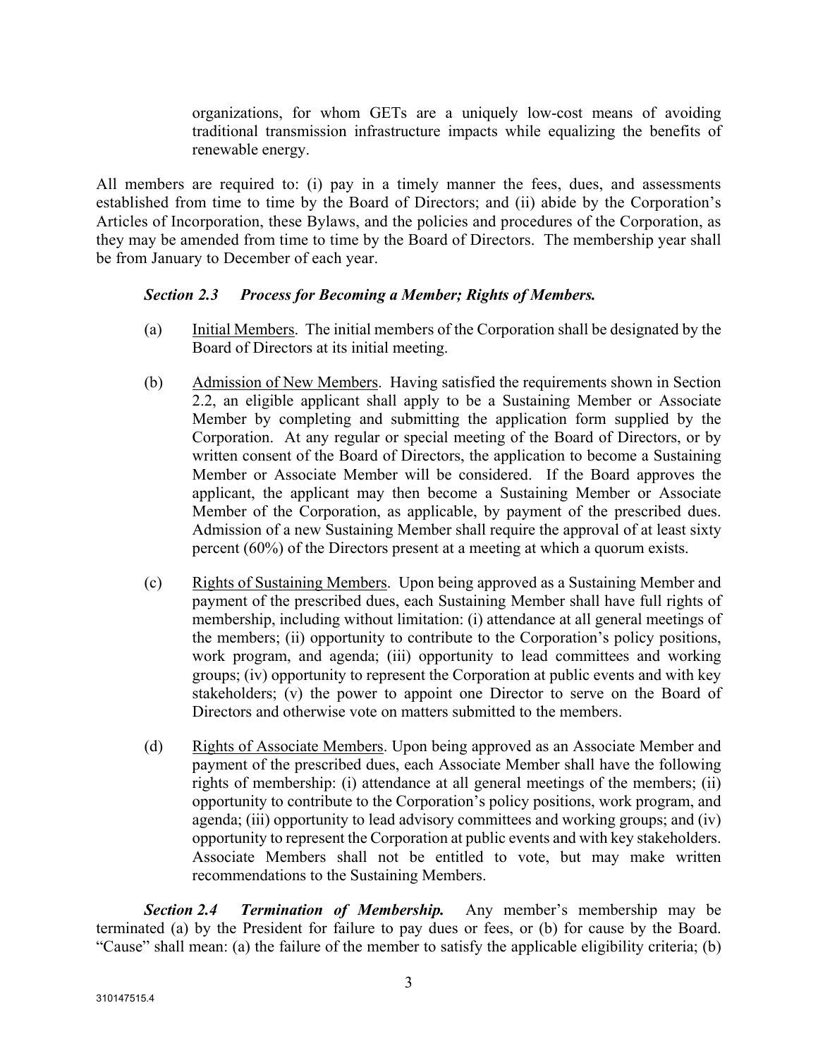organizations, for whom GETs are a uniquely low-cost means of avoiding traditional transmission infrastructure impacts while equalizing the benefits of renewable energy.

All members are required to: (i) pay in a timely manner the fees, dues, and assessments established from time to time by the Board of Directors; and (ii) abide by the Corporation's Articles of Incorporation, these Bylaws, and the policies and procedures of the Corporation, as they may be amended from time to time by the Board of Directors. The membership year shall be from January to December of each year.

***Section 2.3 Process for Becoming a Member; Rights of Members.***

(a) Initial Members. The initial members of the Corporation shall be designated by the Board of Directors at its initial meeting.

(b) Admission of New Members. Having satisfied the requirements shown in Section 2.2, an eligible applicant shall apply to be a Sustaining Member or Associate Member by completing and submitting the application form supplied by the Corporation. At any regular or special meeting of the Board of Directors, or by written consent of the Board of Directors, the application to become a Sustaining Member or Associate Member will be considered. If the Board approves the applicant, the applicant may then become a Sustaining Member or Associate Member of the Corporation, as applicable, by payment of the prescribed dues. Admission of a new Sustaining Member shall require the approval of at least sixty percent (60%) of the Directors present at a meeting at which a quorum exists.

(c) Rights of Sustaining Members. Upon being approved as a Sustaining Member and payment of the prescribed dues, each Sustaining Member shall have full rights of membership, including without limitation: (i) attendance at all general meetings of the members; (ii) opportunity to contribute to the Corporation's policy positions, work program, and agenda; (iii) opportunity to lead committees and working groups; (iv) opportunity to represent the Corporation at public events and with key stakeholders; (v) the power to appoint one Director to serve on the Board of Directors and otherwise vote on matters submitted to the members.

(d) Rights of Associate Members. Upon being approved as an Associate Member and payment of the prescribed dues, each Associate Member shall have the following rights of membership: (i) attendance at all general meetings of the members; (ii) opportunity to contribute to the Corporation's policy positions, work program, and agenda; (iii) opportunity to lead advisory committees and working groups; and (iv) opportunity to represent the Corporation at public events and with key stakeholders. Associate Members shall not be entitled to vote, but may make written recommendations to the Sustaining Members.

***Section 2.4 Termination of Membership.*** Any member's membership may be terminated (a) by the President for failure to pay dues or fees, or (b) for cause by the Board. "Cause" shall mean: (a) the failure of the member to satisfy the applicable eligibility criteria; (b)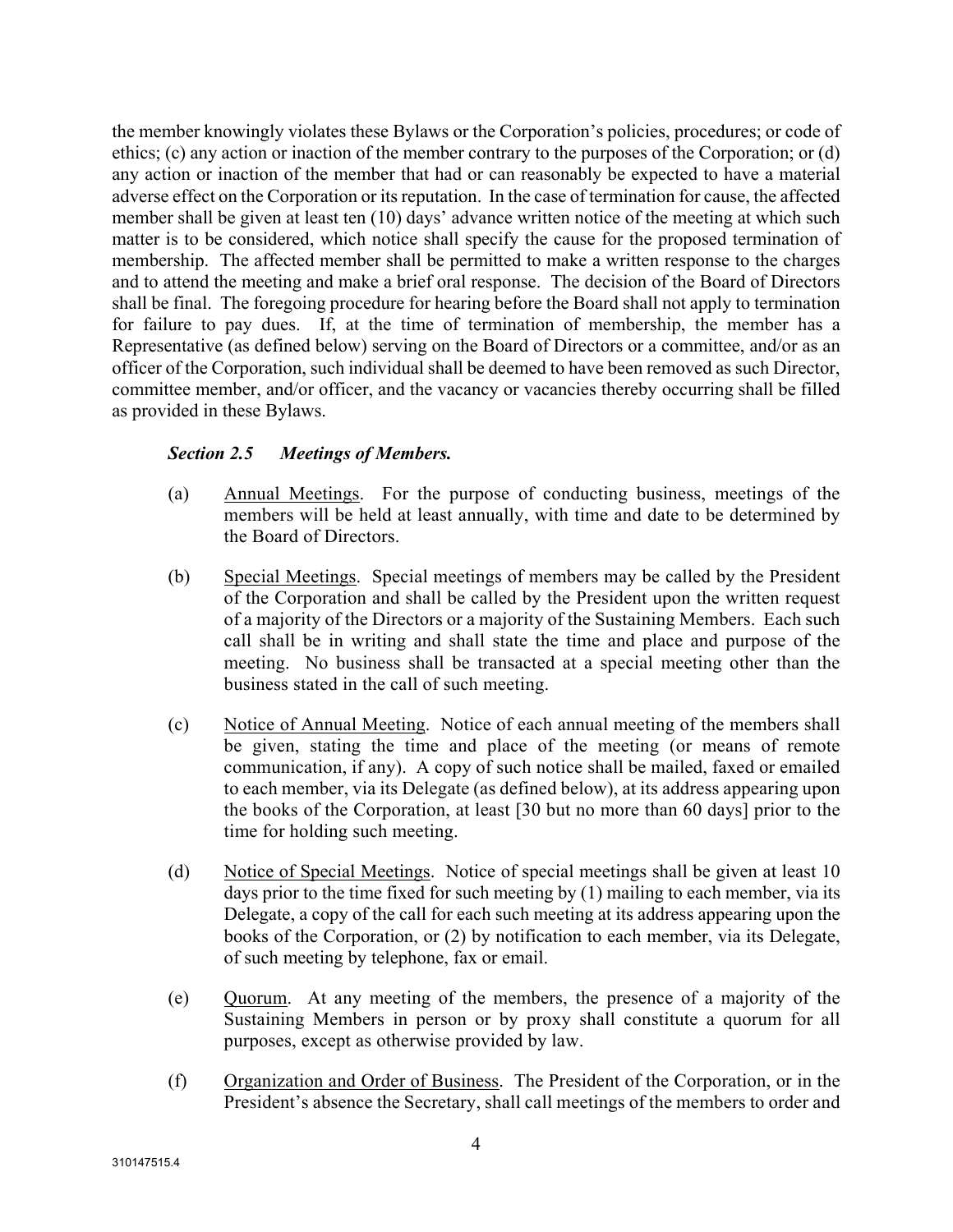the member knowingly violates these Bylaws or the Corporation's policies, procedures; or code of ethics; (c) any action or inaction of the member contrary to the purposes of the Corporation; or (d) any action or inaction of the member that had or can reasonably be expected to have a material adverse effect on the Corporation or its reputation. In the case of termination for cause, the affected member shall be given at least ten (10) days' advance written notice of the meeting at which such matter is to be considered, which notice shall specify the cause for the proposed termination of membership. The affected member shall be permitted to make a written response to the charges and to attend the meeting and make a brief oral response. The decision of the Board of Directors shall be final. The foregoing procedure for hearing before the Board shall not apply to termination for failure to pay dues. If, at the time of termination of membership, the member has a Representative (as defined below) serving on the Board of Directors or a committee, and/or as an officer of the Corporation, such individual shall be deemed to have been removed as such Director, committee member, and/or officer, and the vacancy or vacancies thereby occurring shall be filled as provided in these Bylaws.

***Section 2.5 Meetings of Members.***

(a) Annual Meetings. For the purpose of conducting business, meetings of the members will be held at least annually, with time and date to be determined by the Board of Directors.

(b) Special Meetings. Special meetings of members may be called by the President of the Corporation and shall be called by the President upon the written request of a majority of the Directors or a majority of the Sustaining Members. Each such call shall be in writing and shall state the time and place and purpose of the meeting. No business shall be transacted at a special meeting other than the business stated in the call of such meeting.

(c) Notice of Annual Meeting. Notice of each annual meeting of the members shall be given, stating the time and place of the meeting (or means of remote communication, if any). A copy of such notice shall be mailed, faxed or emailed to each member, via its Delegate (as defined below), at its address appearing upon the books of the Corporation, at least [30 but no more than 60 days] prior to the time for holding such meeting.

(d) Notice of Special Meetings. Notice of special meetings shall be given at least 10 days prior to the time fixed for such meeting by (1) mailing to each member, via its Delegate, a copy of the call for each such meeting at its address appearing upon the books of the Corporation, or (2) by notification to each member, via its Delegate, of such meeting by telephone, fax or email.

(e) Quorum. At any meeting of the members, the presence of a majority of the Sustaining Members in person or by proxy shall constitute a quorum for all purposes, except as otherwise provided by law.

(f) Organization and Order of Business. The President of the Corporation, or in the President's absence the Secretary, shall call meetings of the members to order and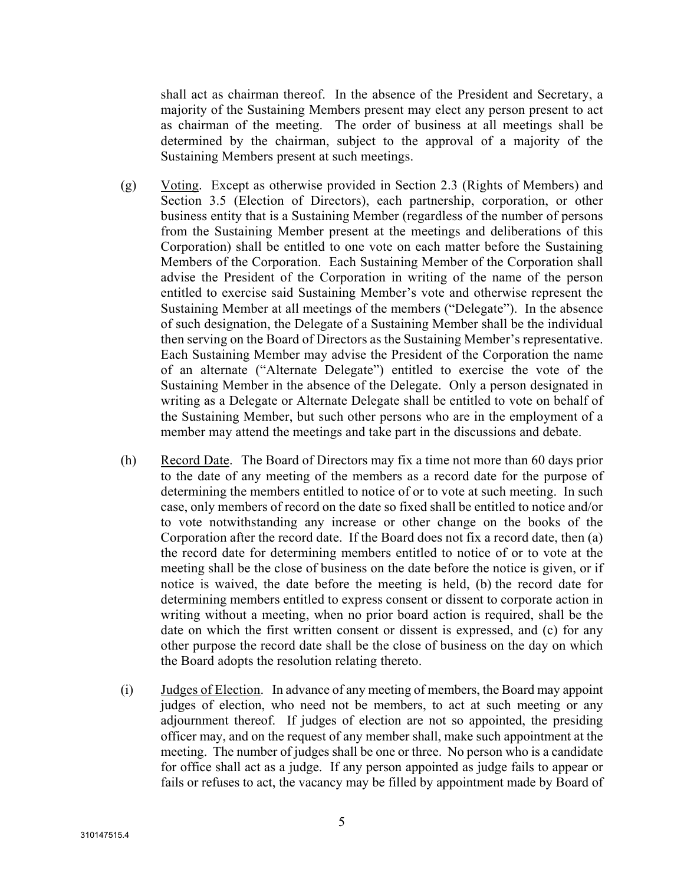shall act as chairman thereof. In the absence of the President and Secretary, a majority of the Sustaining Members present may elect any person present to act as chairman of the meeting. The order of business at all meetings shall be determined by the chairman, subject to the approval of a majority of the Sustaining Members present at such meetings.

(g) Voting. Except as otherwise provided in Section 2.3 (Rights of Members) and Section 3.5 (Election of Directors), each partnership, corporation, or other business entity that is a Sustaining Member (regardless of the number of persons from the Sustaining Member present at the meetings and deliberations of this Corporation) shall be entitled to one vote on each matter before the Sustaining Members of the Corporation. Each Sustaining Member of the Corporation shall advise the President of the Corporation in writing of the name of the person entitled to exercise said Sustaining Member's vote and otherwise represent the Sustaining Member at all meetings of the members ("Delegate"). In the absence of such designation, the Delegate of a Sustaining Member shall be the individual then serving on the Board of Directors as the Sustaining Member's representative. Each Sustaining Member may advise the President of the Corporation the name of an alternate ("Alternate Delegate") entitled to exercise the vote of the Sustaining Member in the absence of the Delegate. Only a person designated in writing as a Delegate or Alternate Delegate shall be entitled to vote on behalf of the Sustaining Member, but such other persons who are in the employment of a member may attend the meetings and take part in the discussions and debate.

(h) Record Date. The Board of Directors may fix a time not more than 60 days prior to the date of any meeting of the members as a record date for the purpose of determining the members entitled to notice of or to vote at such meeting. In such case, only members of record on the date so fixed shall be entitled to notice and/or to vote notwithstanding any increase or other change on the books of the Corporation after the record date. If the Board does not fix a record date, then (a) the record date for determining members entitled to notice of or to vote at the meeting shall be the close of business on the date before the notice is given, or if notice is waived, the date before the meeting is held, (b) the record date for determining members entitled to express consent or dissent to corporate action in writing without a meeting, when no prior board action is required, shall be the date on which the first written consent or dissent is expressed, and (c) for any other purpose the record date shall be the close of business on the day on which the Board adopts the resolution relating thereto.

(i) Judges of Election. In advance of any meeting of members, the Board may appoint judges of election, who need not be members, to act at such meeting or any adjournment thereof. If judges of election are not so appointed, the presiding officer may, and on the request of any member shall, make such appointment at the meeting. The number of judges shall be one or three. No person who is a candidate for office shall act as a judge. If any person appointed as judge fails to appear or fails or refuses to act, the vacancy may be filled by appointment made by Board of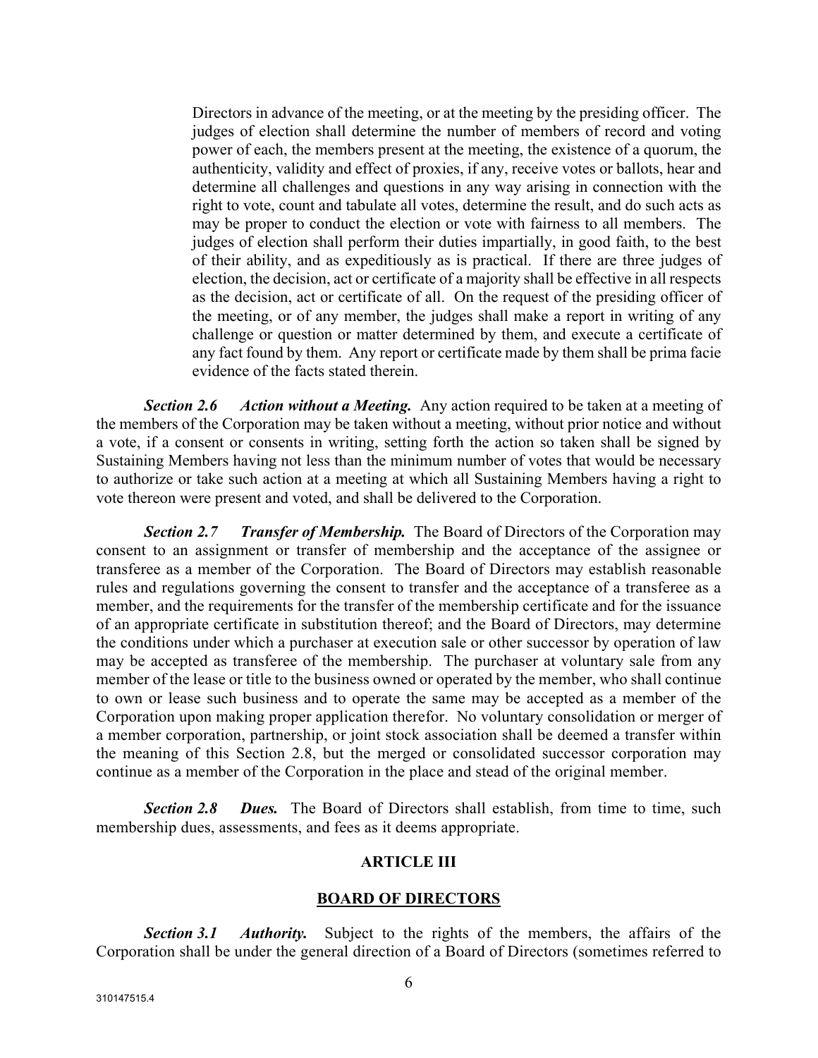Directors in advance of the meeting, or at the meeting by the presiding officer. The judges of election shall determine the number of members of record and voting power of each, the members present at the meeting, the existence of a quorum, the authenticity, validity and effect of proxies, if any, receive votes or ballots, hear and determine all challenges and questions in any way arising in connection with the right to vote, count and tabulate all votes, determine the result, and do such acts as may be proper to conduct the election or vote with fairness to all members. The judges of election shall perform their duties impartially, in good faith, to the best of their ability, and as expeditiously as is practical. If there are three judges of election, the decision, act or certificate of a majority shall be effective in all respects as the decision, act or certificate of all. On the request of the presiding officer of the meeting, or of any member, the judges shall make a report in writing of any challenge or question or matter determined by them, and execute a certificate of any fact found by them. Any report or certificate made by them shall be prima facie evidence of the facts stated therein.

***Section 2.6 Action without a Meeting.*** Any action required to be taken at a meeting of the members of the Corporation may be taken without a meeting, without prior notice and without a vote, if a consent or consents in writing, setting forth the action so taken shall be signed by Sustaining Members having not less than the minimum number of votes that would be necessary to authorize or take such action at a meeting at which all Sustaining Members having a right to vote thereon were present and voted, and shall be delivered to the Corporation.

***Section 2.7 Transfer of Membership.*** The Board of Directors of the Corporation may consent to an assignment or transfer of membership and the acceptance of the assignee or transferee as a member of the Corporation. The Board of Directors may establish reasonable rules and regulations governing the consent to transfer and the acceptance of a transferee as a member, and the requirements for the transfer of the membership certificate and for the issuance of an appropriate certificate in substitution thereof; and the Board of Directors, may determine the conditions under which a purchaser at execution sale or other successor by operation of law may be accepted as transferee of the membership. The purchaser at voluntary sale from any member of the lease or title to the business owned or operated by the member, who shall continue to own or lease such business and to operate the same may be accepted as a member of the Corporation upon making proper application therefor. No voluntary consolidation or merger of a member corporation, partnership, or joint stock association shall be deemed a transfer within the meaning of this Section 2.8, but the merged or consolidated successor corporation may continue as a member of the Corporation in the place and stead of the original member.

***Section 2.8 Dues.*** The Board of Directors shall establish, from time to time, such membership dues, assessments, and fees as it deems appropriate.

## ARTICLE III

## BOARD OF DIRECTORS

***Section 3.1 Authority.*** Subject to the rights of the members, the affairs of the Corporation shall be under the general direction of a Board of Directors (sometimes referred to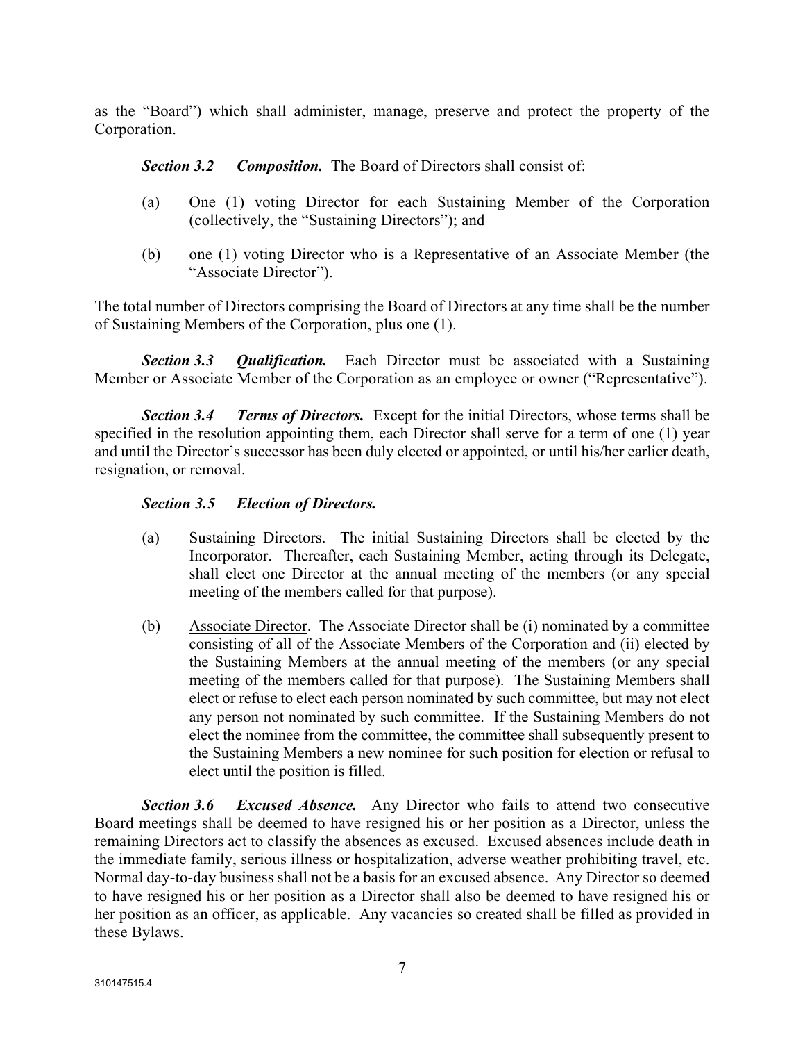as the "Board") which shall administer, manage, preserve and protect the property of the Corporation.

***Section 3.2 Composition.*** The Board of Directors shall consist of:

(a) One (1) voting Director for each Sustaining Member of the Corporation (collectively, the "Sustaining Directors"); and

(b) one (1) voting Director who is a Representative of an Associate Member (the "Associate Director").

The total number of Directors comprising the Board of Directors at any time shall be the number of Sustaining Members of the Corporation, plus one (1).

***Section 3.3 Qualification.*** Each Director must be associated with a Sustaining Member or Associate Member of the Corporation as an employee or owner ("Representative").

***Section 3.4 Terms of Directors.*** Except for the initial Directors, whose terms shall be specified in the resolution appointing them, each Director shall serve for a term of one (1) year and until the Director's successor has been duly elected or appointed, or until his/her earlier death, resignation, or removal.

***Section 3.5 Election of Directors.***

(a) Sustaining Directors. The initial Sustaining Directors shall be elected by the Incorporator. Thereafter, each Sustaining Member, acting through its Delegate, shall elect one Director at the annual meeting of the members (or any special meeting of the members called for that purpose).

(b) Associate Director. The Associate Director shall be (i) nominated by a committee consisting of all of the Associate Members of the Corporation and (ii) elected by the Sustaining Members at the annual meeting of the members (or any special meeting of the members called for that purpose). The Sustaining Members shall elect or refuse to elect each person nominated by such committee, but may not elect any person not nominated by such committee. If the Sustaining Members do not elect the nominee from the committee, the committee shall subsequently present to the Sustaining Members a new nominee for such position for election or refusal to elect until the position is filled.

***Section 3.6 Excused Absence.*** Any Director who fails to attend two consecutive Board meetings shall be deemed to have resigned his or her position as a Director, unless the remaining Directors act to classify the absences as excused. Excused absences include death in the immediate family, serious illness or hospitalization, adverse weather prohibiting travel, etc. Normal day-to-day business shall not be a basis for an excused absence. Any Director so deemed to have resigned his or her position as a Director shall also be deemed to have resigned his or her position as an officer, as applicable. Any vacancies so created shall be filled as provided in these Bylaws.

310147515.4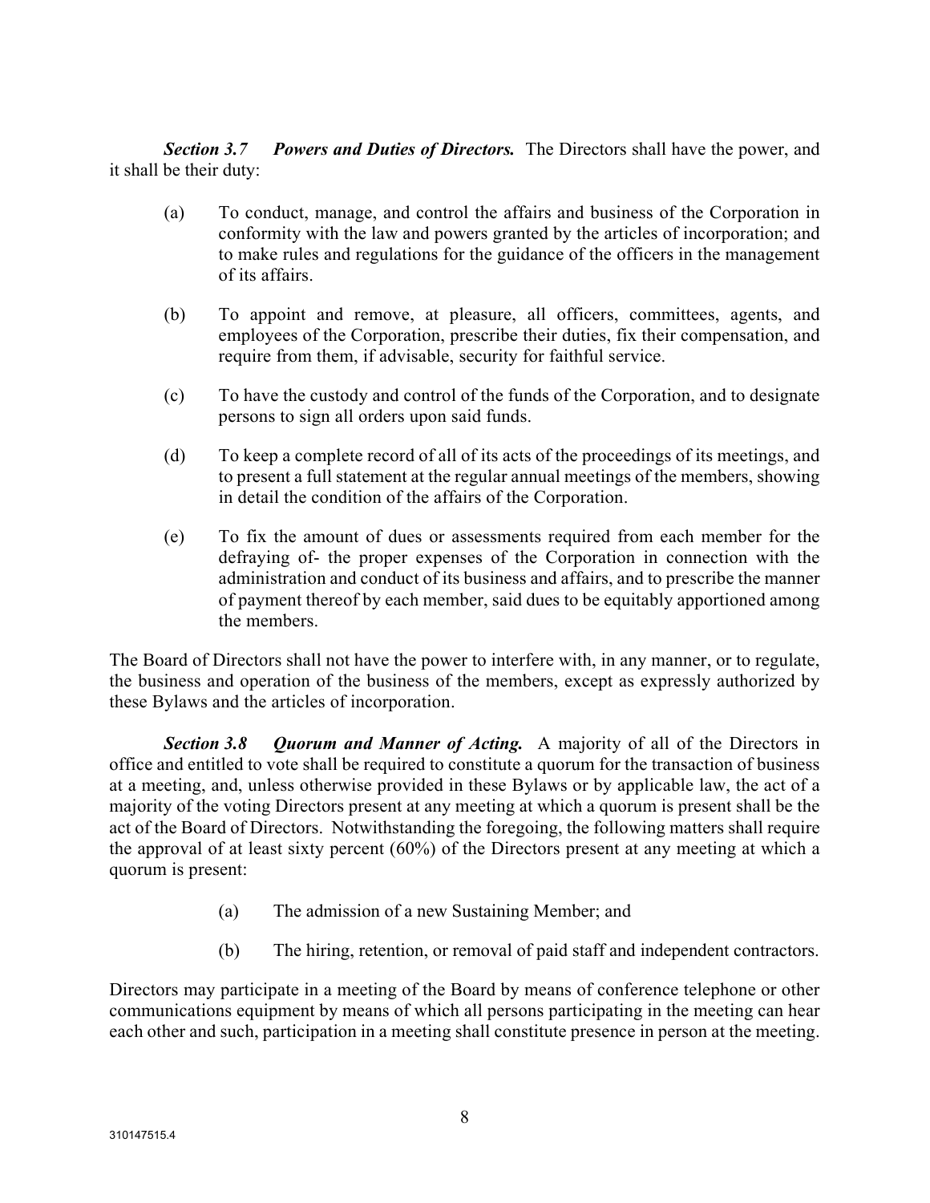***Section 3.7 Powers and Duties of Directors.*** The Directors shall have the power, and it shall be their duty:

(a) To conduct, manage, and control the affairs and business of the Corporation in conformity with the law and powers granted by the articles of incorporation; and to make rules and regulations for the guidance of the officers in the management of its affairs.

(b) To appoint and remove, at pleasure, all officers, committees, agents, and employees of the Corporation, prescribe their duties, fix their compensation, and require from them, if advisable, security for faithful service.

(c) To have the custody and control of the funds of the Corporation, and to designate persons to sign all orders upon said funds.

(d) To keep a complete record of all of its acts of the proceedings of its meetings, and to present a full statement at the regular annual meetings of the members, showing in detail the condition of the affairs of the Corporation.

(e) To fix the amount of dues or assessments required from each member for the defraying of- the proper expenses of the Corporation in connection with the administration and conduct of its business and affairs, and to prescribe the manner of payment thereof by each member, said dues to be equitably apportioned among the members.

The Board of Directors shall not have the power to interfere with, in any manner, or to regulate, the business and operation of the business of the members, except as expressly authorized by these Bylaws and the articles of incorporation.

***Section 3.8 Quorum and Manner of Acting.*** A majority of all of the Directors in office and entitled to vote shall be required to constitute a quorum for the transaction of business at a meeting, and, unless otherwise provided in these Bylaws or by applicable law, the act of a majority of the voting Directors present at any meeting at which a quorum is present shall be the act of the Board of Directors. Notwithstanding the foregoing, the following matters shall require the approval of at least sixty percent (60%) of the Directors present at any meeting at which a quorum is present:

(a) The admission of a new Sustaining Member; and

(b) The hiring, retention, or removal of paid staff and independent contractors.

Directors may participate in a meeting of the Board by means of conference telephone or other communications equipment by means of which all persons participating in the meeting can hear each other and such, participation in a meeting shall constitute presence in person at the meeting.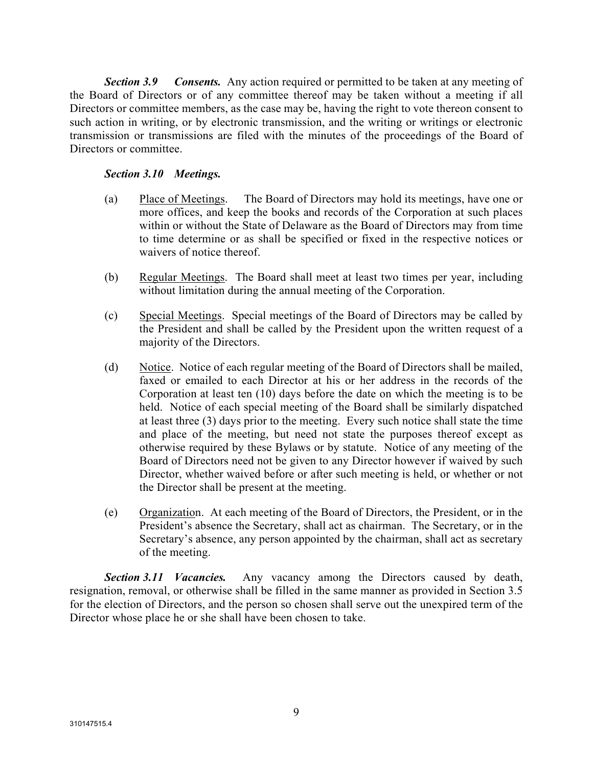***Section 3.9 Consents.*** Any action required or permitted to be taken at any meeting of the Board of Directors or of any committee thereof may be taken without a meeting if all Directors or committee members, as the case may be, having the right to vote thereon consent to such action in writing, or by electronic transmission, and the writing or writings or electronic transmission or transmissions are filed with the minutes of the proceedings of the Board of Directors or committee.

***Section 3.10 Meetings.***

(a) Place of Meetings. The Board of Directors may hold its meetings, have one or more offices, and keep the books and records of the Corporation at such places within or without the State of Delaware as the Board of Directors may from time to time determine or as shall be specified or fixed in the respective notices or waivers of notice thereof.

(b) Regular Meetings. The Board shall meet at least two times per year, including without limitation during the annual meeting of the Corporation.

(c) Special Meetings. Special meetings of the Board of Directors may be called by the President and shall be called by the President upon the written request of a majority of the Directors.

(d) Notice. Notice of each regular meeting of the Board of Directors shall be mailed, faxed or emailed to each Director at his or her address in the records of the Corporation at least ten (10) days before the date on which the meeting is to be held. Notice of each special meeting of the Board shall be similarly dispatched at least three (3) days prior to the meeting. Every such notice shall state the time and place of the meeting, but need not state the purposes thereof except as otherwise required by these Bylaws or by statute. Notice of any meeting of the Board of Directors need not be given to any Director however if waived by such Director, whether waived before or after such meeting is held, or whether or not the Director shall be present at the meeting.

(e) Organization. At each meeting of the Board of Directors, the President, or in the President's absence the Secretary, shall act as chairman. The Secretary, or in the Secretary's absence, any person appointed by the chairman, shall act as secretary of the meeting.

***Section 3.11 Vacancies.*** Any vacancy among the Directors caused by death, resignation, removal, or otherwise shall be filled in the same manner as provided in Section 3.5 for the election of Directors, and the person so chosen shall serve out the unexpired term of the Director whose place he or she shall have been chosen to take.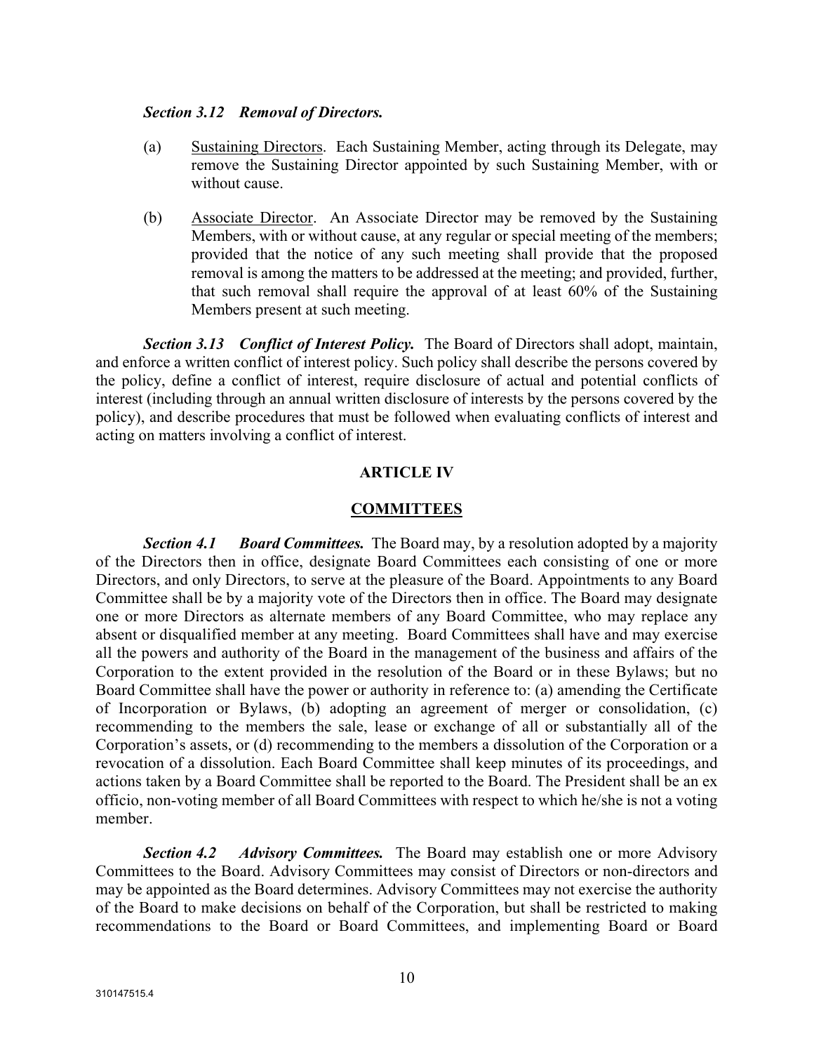***Section 3.12 Removal of Directors.***

(a) Sustaining Directors. Each Sustaining Member, acting through its Delegate, may remove the Sustaining Director appointed by such Sustaining Member, with or without cause.

(b) Associate Director. An Associate Director may be removed by the Sustaining Members, with or without cause, at any regular or special meeting of the members; provided that the notice of any such meeting shall provide that the proposed removal is among the matters to be addressed at the meeting; and provided, further, that such removal shall require the approval of at least 60% of the Sustaining Members present at such meeting.

***Section 3.13 Conflict of Interest Policy.*** The Board of Directors shall adopt, maintain, and enforce a written conflict of interest policy. Such policy shall describe the persons covered by the policy, define a conflict of interest, require disclosure of actual and potential conflicts of interest (including through an annual written disclosure of interests by the persons covered by the policy), and describe procedures that must be followed when evaluating conflicts of interest and acting on matters involving a conflict of interest.

## ARTICLE IV

## COMMITTEES

***Section 4.1 Board Committees.*** The Board may, by a resolution adopted by a majority of the Directors then in office, designate Board Committees each consisting of one or more Directors, and only Directors, to serve at the pleasure of the Board. Appointments to any Board Committee shall be by a majority vote of the Directors then in office. The Board may designate one or more Directors as alternate members of any Board Committee, who may replace any absent or disqualified member at any meeting. Board Committees shall have and may exercise all the powers and authority of the Board in the management of the business and affairs of the Corporation to the extent provided in the resolution of the Board or in these Bylaws; but no Board Committee shall have the power or authority in reference to: (a) amending the Certificate of Incorporation or Bylaws, (b) adopting an agreement of merger or consolidation, (c) recommending to the members the sale, lease or exchange of all or substantially all of the Corporation's assets, or (d) recommending to the members a dissolution of the Corporation or a revocation of a dissolution. Each Board Committee shall keep minutes of its proceedings, and actions taken by a Board Committee shall be reported to the Board. The President shall be an ex officio, non-voting member of all Board Committees with respect to which he/she is not a voting member.

***Section 4.2 Advisory Committees.*** The Board may establish one or more Advisory Committees to the Board. Advisory Committees may consist of Directors or non-directors and may be appointed as the Board determines. Advisory Committees may not exercise the authority of the Board to make decisions on behalf of the Corporation, but shall be restricted to making recommendations to the Board or Board Committees, and implementing Board or Board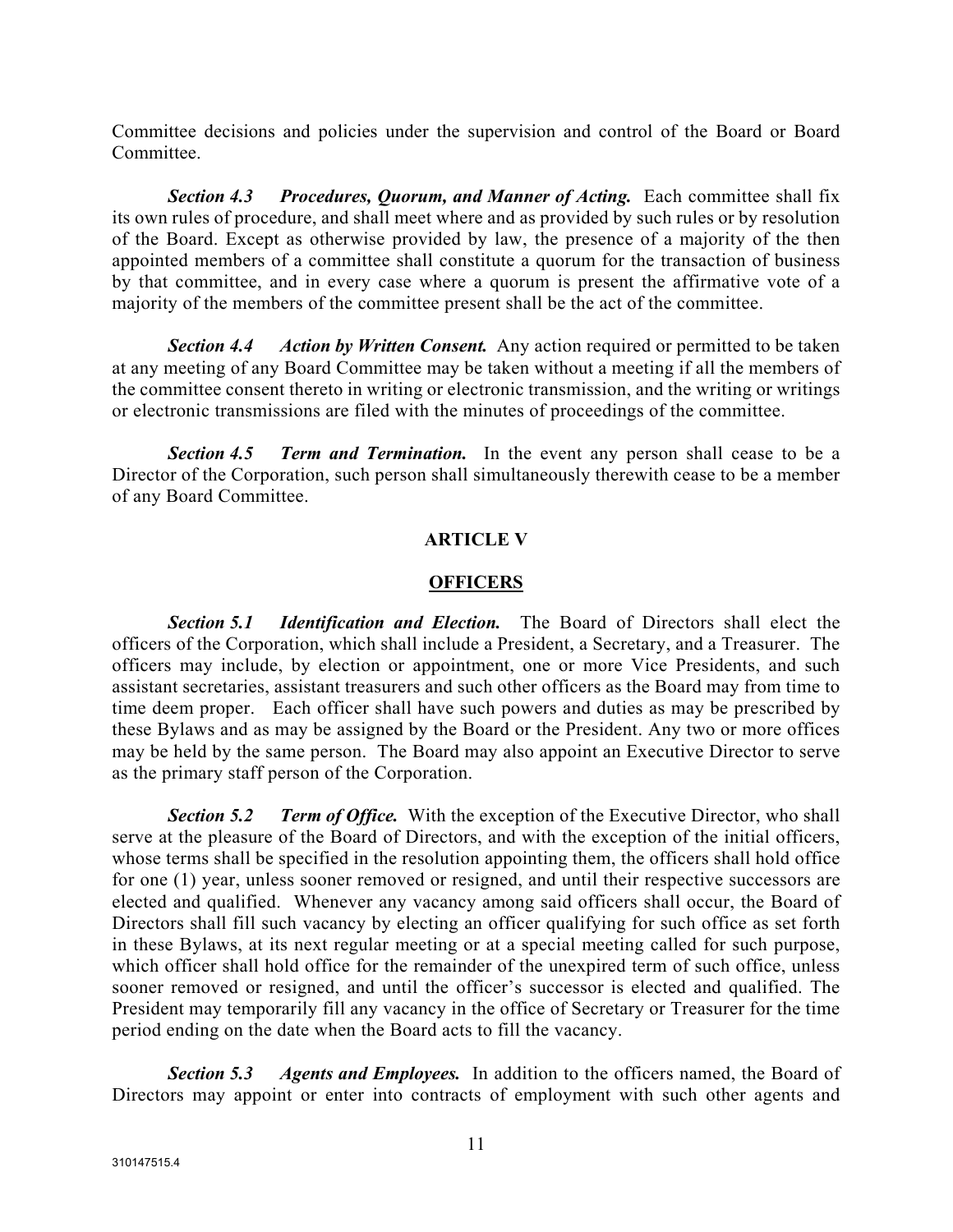Committee decisions and policies under the supervision and control of the Board or Board Committee.

***Section 4.3 Procedures, Quorum, and Manner of Acting.*** Each committee shall fix its own rules of procedure, and shall meet where and as provided by such rules or by resolution of the Board. Except as otherwise provided by law, the presence of a majority of the then appointed members of a committee shall constitute a quorum for the transaction of business by that committee, and in every case where a quorum is present the affirmative vote of a majority of the members of the committee present shall be the act of the committee.

***Section 4.4 Action by Written Consent.*** Any action required or permitted to be taken at any meeting of any Board Committee may be taken without a meeting if all the members of the committee consent thereto in writing or electronic transmission, and the writing or writings or electronic transmissions are filed with the minutes of proceedings of the committee.

***Section 4.5 Term and Termination.*** In the event any person shall cease to be a Director of the Corporation, such person shall simultaneously therewith cease to be a member of any Board Committee.

## ARTICLE V

## <u>OFFICERS</u>

***Section 5.1 Identification and Election.*** The Board of Directors shall elect the officers of the Corporation, which shall include a President, a Secretary, and a Treasurer. The officers may include, by election or appointment, one or more Vice Presidents, and such assistant secretaries, assistant treasurers and such other officers as the Board may from time to time deem proper. Each officer shall have such powers and duties as may be prescribed by these Bylaws and as may be assigned by the Board or the President. Any two or more offices may be held by the same person. The Board may also appoint an Executive Director to serve as the primary staff person of the Corporation.

***Section 5.2 Term of Office.*** With the exception of the Executive Director, who shall serve at the pleasure of the Board of Directors, and with the exception of the initial officers, whose terms shall be specified in the resolution appointing them, the officers shall hold office for one (1) year, unless sooner removed or resigned, and until their respective successors are elected and qualified. Whenever any vacancy among said officers shall occur, the Board of Directors shall fill such vacancy by electing an officer qualifying for such office as set forth in these Bylaws, at its next regular meeting or at a special meeting called for such purpose, which officer shall hold office for the remainder of the unexpired term of such office, unless sooner removed or resigned, and until the officer's successor is elected and qualified. The President may temporarily fill any vacancy in the office of Secretary or Treasurer for the time period ending on the date when the Board acts to fill the vacancy.

***Section 5.3 Agents and Employees.*** In addition to the officers named, the Board of Directors may appoint or enter into contracts of employment with such other agents and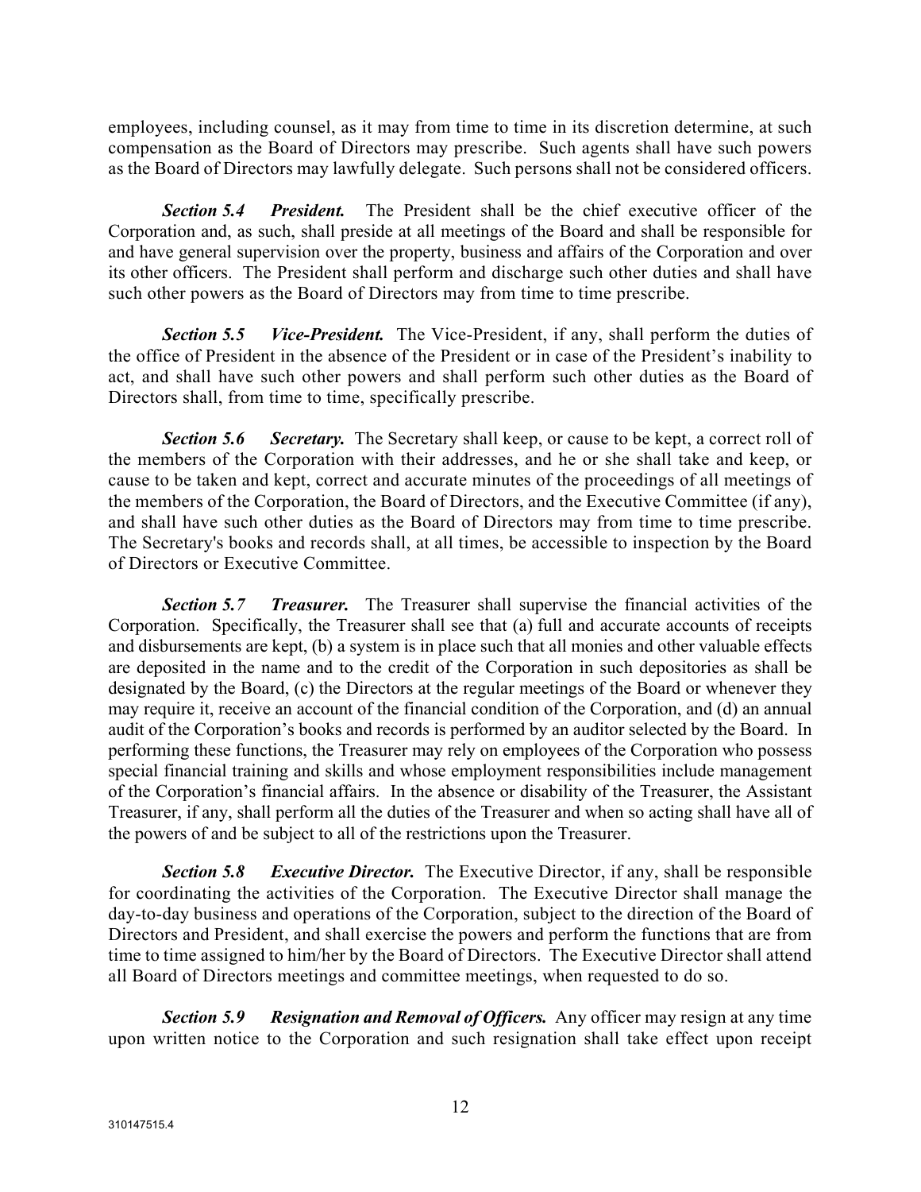employees, including counsel, as it may from time to time in its discretion determine, at such compensation as the Board of Directors may prescribe. Such agents shall have such powers as the Board of Directors may lawfully delegate. Such persons shall not be considered officers.

***Section 5.4 President.*** The President shall be the chief executive officer of the Corporation and, as such, shall preside at all meetings of the Board and shall be responsible for and have general supervision over the property, business and affairs of the Corporation and over its other officers. The President shall perform and discharge such other duties and shall have such other powers as the Board of Directors may from time to time prescribe.

***Section 5.5 Vice-President.*** The Vice-President, if any, shall perform the duties of the office of President in the absence of the President or in case of the President's inability to act, and shall have such other powers and shall perform such other duties as the Board of Directors shall, from time to time, specifically prescribe.

***Section 5.6 Secretary.*** The Secretary shall keep, or cause to be kept, a correct roll of the members of the Corporation with their addresses, and he or she shall take and keep, or cause to be taken and kept, correct and accurate minutes of the proceedings of all meetings of the members of the Corporation, the Board of Directors, and the Executive Committee (if any), and shall have such other duties as the Board of Directors may from time to time prescribe. The Secretary's books and records shall, at all times, be accessible to inspection by the Board of Directors or Executive Committee.

***Section 5.7 Treasurer.*** The Treasurer shall supervise the financial activities of the Corporation. Specifically, the Treasurer shall see that (a) full and accurate accounts of receipts and disbursements are kept, (b) a system is in place such that all monies and other valuable effects are deposited in the name and to the credit of the Corporation in such depositories as shall be designated by the Board, (c) the Directors at the regular meetings of the Board or whenever they may require it, receive an account of the financial condition of the Corporation, and (d) an annual audit of the Corporation's books and records is performed by an auditor selected by the Board. In performing these functions, the Treasurer may rely on employees of the Corporation who possess special financial training and skills and whose employment responsibilities include management of the Corporation's financial affairs. In the absence or disability of the Treasurer, the Assistant Treasurer, if any, shall perform all the duties of the Treasurer and when so acting shall have all of the powers of and be subject to all of the restrictions upon the Treasurer.

***Section 5.8 Executive Director.*** The Executive Director, if any, shall be responsible for coordinating the activities of the Corporation. The Executive Director shall manage the day-to-day business and operations of the Corporation, subject to the direction of the Board of Directors and President, and shall exercise the powers and perform the functions that are from time to time assigned to him/her by the Board of Directors. The Executive Director shall attend all Board of Directors meetings and committee meetings, when requested to do so.

***Section 5.9 Resignation and Removal of Officers.*** Any officer may resign at any time upon written notice to the Corporation and such resignation shall take effect upon receipt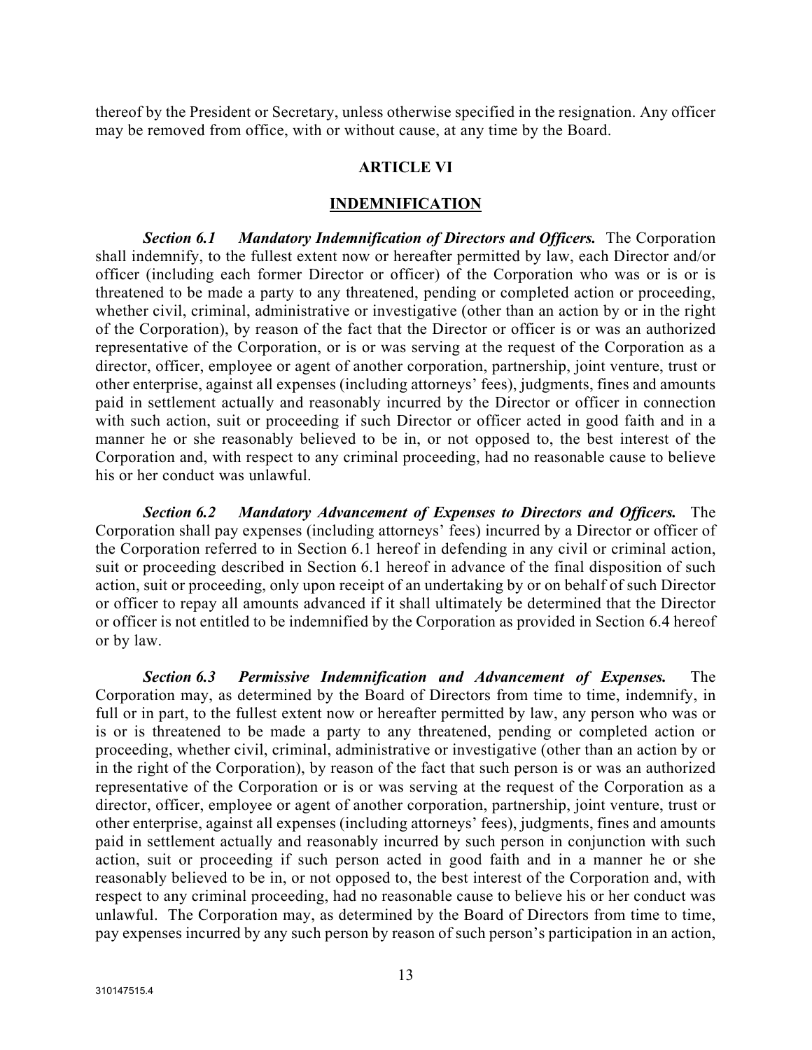thereof by the President or Secretary, unless otherwise specified in the resignation. Any officer may be removed from office, with or without cause, at any time by the Board.

## ARTICLE VI

## INDEMNIFICATION

***Section 6.1 Mandatory Indemnification of Directors and Officers.*** The Corporation shall indemnify, to the fullest extent now or hereafter permitted by law, each Director and/or officer (including each former Director or officer) of the Corporation who was or is or is threatened to be made a party to any threatened, pending or completed action or proceeding, whether civil, criminal, administrative or investigative (other than an action by or in the right of the Corporation), by reason of the fact that the Director or officer is or was an authorized representative of the Corporation, or is or was serving at the request of the Corporation as a director, officer, employee or agent of another corporation, partnership, joint venture, trust or other enterprise, against all expenses (including attorneys' fees), judgments, fines and amounts paid in settlement actually and reasonably incurred by the Director or officer in connection with such action, suit or proceeding if such Director or officer acted in good faith and in a manner he or she reasonably believed to be in, or not opposed to, the best interest of the Corporation and, with respect to any criminal proceeding, had no reasonable cause to believe his or her conduct was unlawful.

***Section 6.2 Mandatory Advancement of Expenses to Directors and Officers.*** The Corporation shall pay expenses (including attorneys' fees) incurred by a Director or officer of the Corporation referred to in Section 6.1 hereof in defending in any civil or criminal action, suit or proceeding described in Section 6.1 hereof in advance of the final disposition of such action, suit or proceeding, only upon receipt of an undertaking by or on behalf of such Director or officer to repay all amounts advanced if it shall ultimately be determined that the Director or officer is not entitled to be indemnified by the Corporation as provided in Section 6.4 hereof or by law.

***Section 6.3 Permissive Indemnification and Advancement of Expenses.*** The Corporation may, as determined by the Board of Directors from time to time, indemnify, in full or in part, to the fullest extent now or hereafter permitted by law, any person who was or is or is threatened to be made a party to any threatened, pending or completed action or proceeding, whether civil, criminal, administrative or investigative (other than an action by or in the right of the Corporation), by reason of the fact that such person is or was an authorized representative of the Corporation or is or was serving at the request of the Corporation as a director, officer, employee or agent of another corporation, partnership, joint venture, trust or other enterprise, against all expenses (including attorneys' fees), judgments, fines and amounts paid in settlement actually and reasonably incurred by such person in conjunction with such action, suit or proceeding if such person acted in good faith and in a manner he or she reasonably believed to be in, or not opposed to, the best interest of the Corporation and, with respect to any criminal proceeding, had no reasonable cause to believe his or her conduct was unlawful. The Corporation may, as determined by the Board of Directors from time to time, pay expenses incurred by any such person by reason of such person's participation in an action,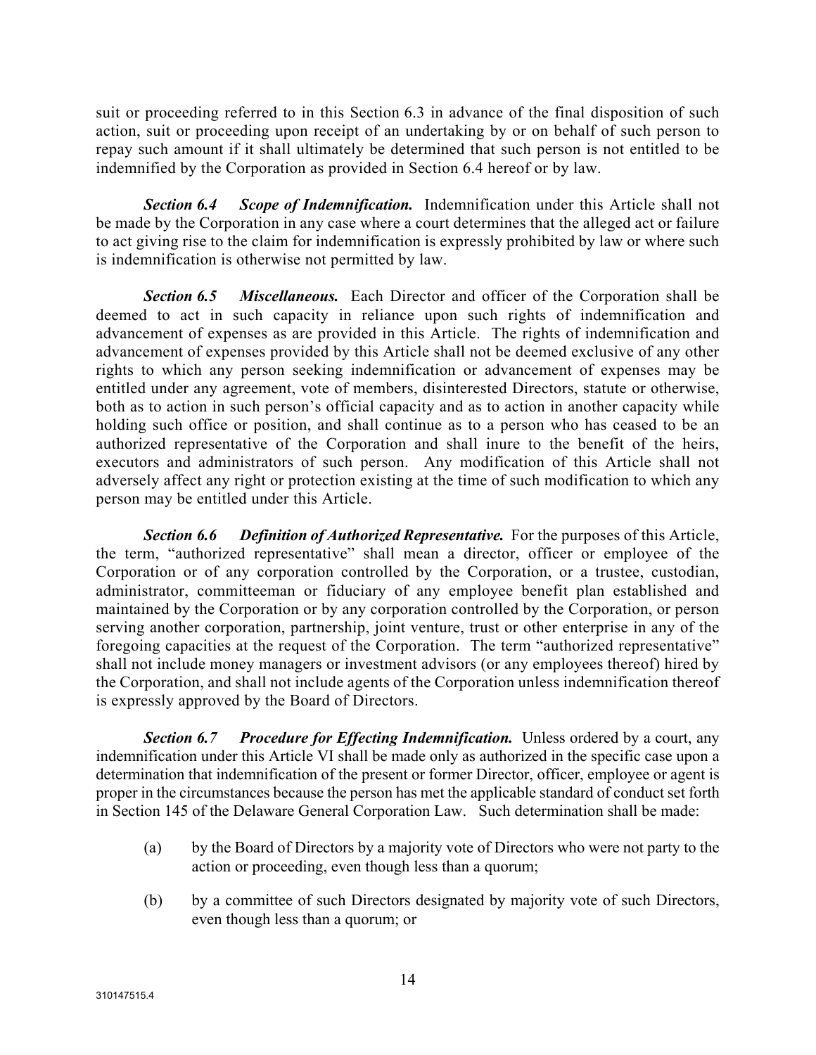suit or proceeding referred to in this Section 6.3 in advance of the final disposition of such action, suit or proceeding upon receipt of an undertaking by or on behalf of such person to repay such amount if it shall ultimately be determined that such person is not entitled to be indemnified by the Corporation as provided in Section 6.4 hereof or by law.

***Section 6.4 Scope of Indemnification.*** Indemnification under this Article shall not be made by the Corporation in any case where a court determines that the alleged act or failure to act giving rise to the claim for indemnification is expressly prohibited by law or where such is indemnification is otherwise not permitted by law.

***Section 6.5 Miscellaneous.*** Each Director and officer of the Corporation shall be deemed to act in such capacity in reliance upon such rights of indemnification and advancement of expenses as are provided in this Article. The rights of indemnification and advancement of expenses provided by this Article shall not be deemed exclusive of any other rights to which any person seeking indemnification or advancement of expenses may be entitled under any agreement, vote of members, disinterested Directors, statute or otherwise, both as to action in such person's official capacity and as to action in another capacity while holding such office or position, and shall continue as to a person who has ceased to be an authorized representative of the Corporation and shall inure to the benefit of the heirs, executors and administrators of such person. Any modification of this Article shall not adversely affect any right or protection existing at the time of such modification to which any person may be entitled under this Article.

***Section 6.6 Definition of Authorized Representative.*** For the purposes of this Article, the term, "authorized representative" shall mean a director, officer or employee of the Corporation or of any corporation controlled by the Corporation, or a trustee, custodian, administrator, committeeman or fiduciary of any employee benefit plan established and maintained by the Corporation or by any corporation controlled by the Corporation, or person serving another corporation, partnership, joint venture, trust or other enterprise in any of the foregoing capacities at the request of the Corporation. The term "authorized representative" shall not include money managers or investment advisors (or any employees thereof) hired by the Corporation, and shall not include agents of the Corporation unless indemnification thereof is expressly approved by the Board of Directors.

***Section 6.7 Procedure for Effecting Indemnification.*** Unless ordered by a court, any indemnification under this Article VI shall be made only as authorized in the specific case upon a determination that indemnification of the present or former Director, officer, employee or agent is proper in the circumstances because the person has met the applicable standard of conduct set forth in Section 145 of the Delaware General Corporation Law. Such determination shall be made:

(a) by the Board of Directors by a majority vote of Directors who were not party to the action or proceeding, even though less than a quorum;

(b) by a committee of such Directors designated by majority vote of such Directors, even though less than a quorum; or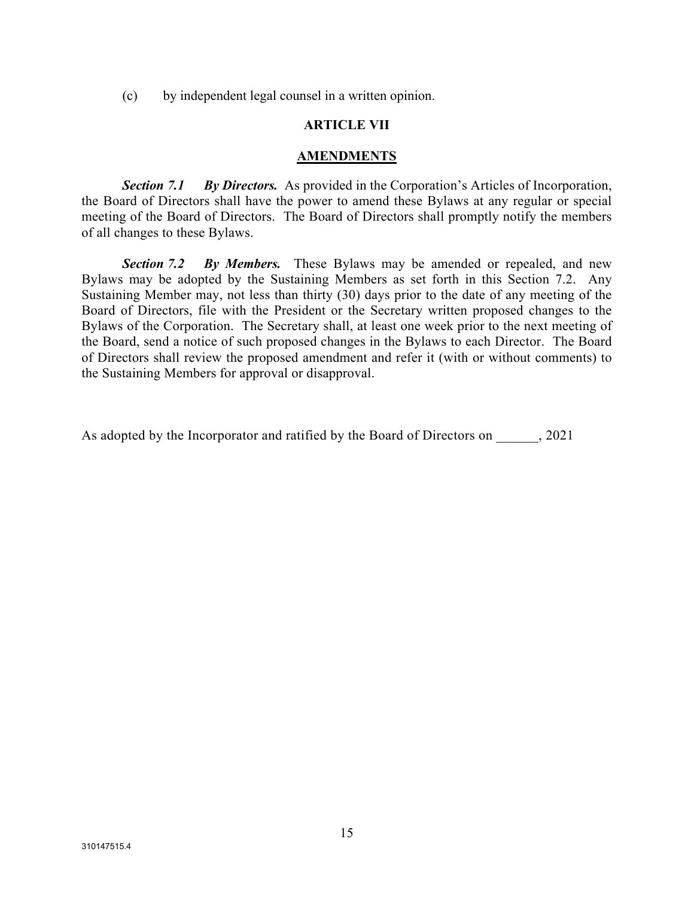(c) by independent legal counsel in a written opinion.

## ARTICLE VII

## AMENDMENTS

***Section 7.1 By Directors.*** As provided in the Corporation's Articles of Incorporation, the Board of Directors shall have the power to amend these Bylaws at any regular or special meeting of the Board of Directors. The Board of Directors shall promptly notify the members of all changes to these Bylaws.

***Section 7.2 By Members.*** These Bylaws may be amended or repealed, and new Bylaws may be adopted by the Sustaining Members as set forth in this Section 7.2. Any Sustaining Member may, not less than thirty (30) days prior to the date of any meeting of the Board of Directors, file with the President or the Secretary written proposed changes to the Bylaws of the Corporation. The Secretary shall, at least one week prior to the next meeting of the Board, send a notice of such proposed changes in the Bylaws to each Director. The Board of Directors shall review the proposed amendment and refer it (with or without comments) to the Sustaining Members for approval or disapproval.

As adopted by the Incorporator and ratified by the Board of Directors on ______, 2021

310147515.4